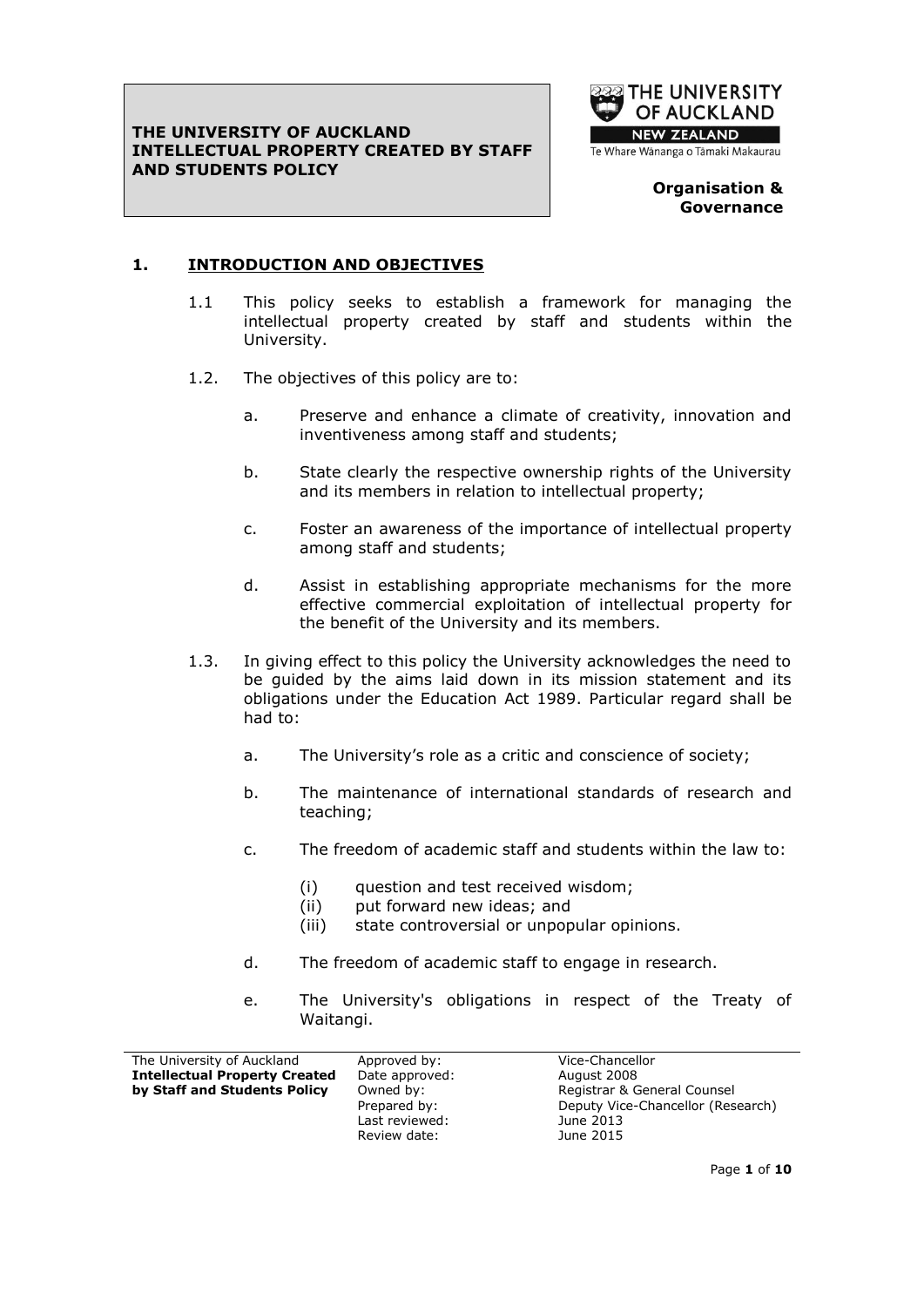# THE UNIVERSITY OF AUCKLAND INTELLECTUAL PROPERTY CREATED BY STAFF AND STUDENTS POLICY

**Organisation & Governance**

## 1. INTRODUCTION AND OBJECTIVES

1.1 This policy seeks to establish a framework for managing the intellectual property created by staff and students within the University.

1.2. The objectives of this policy are to:

a. Preserve and enhance a climate of creativity, innovation and inventiveness among staff and students;

b. State clearly the respective ownership rights of the University and its members in relation to intellectual property;

c. Foster an awareness of the importance of intellectual property among staff and students;

d. Assist in establishing appropriate mechanisms for the more effective commercial exploitation of intellectual property for the benefit of the University and its members.

1.3. In giving effect to this policy the University acknowledges the need to be guided by the aims laid down in its mission statement and its obligations under the Education Act 1989. Particular regard shall be had to:

a. The University's role as a critic and conscience of society;

b. The maintenance of international standards of research and teaching;

c. The freedom of academic staff and students within the law to:

(i) question and test received wisdom;
(ii) put forward new ideas; and
(iii) state controversial or unpopular opinions.

d. The freedom of academic staff to engage in research.

e. The University's obligations in respect of the Treaty of Waitangi.

| The University of Auckland **Intellectual Property Created by Staff and Students Policy** | | |
|---|---|---|
| | Approved by: | Vice-Chancellor |
| | Date approved: | August 2008 |
| | Owned by: | Registrar & General Counsel |
| | Prepared by: | Deputy Vice-Chancellor (Research) |
| | Last reviewed: | June 2013 |
| | Review date: | June 2015 |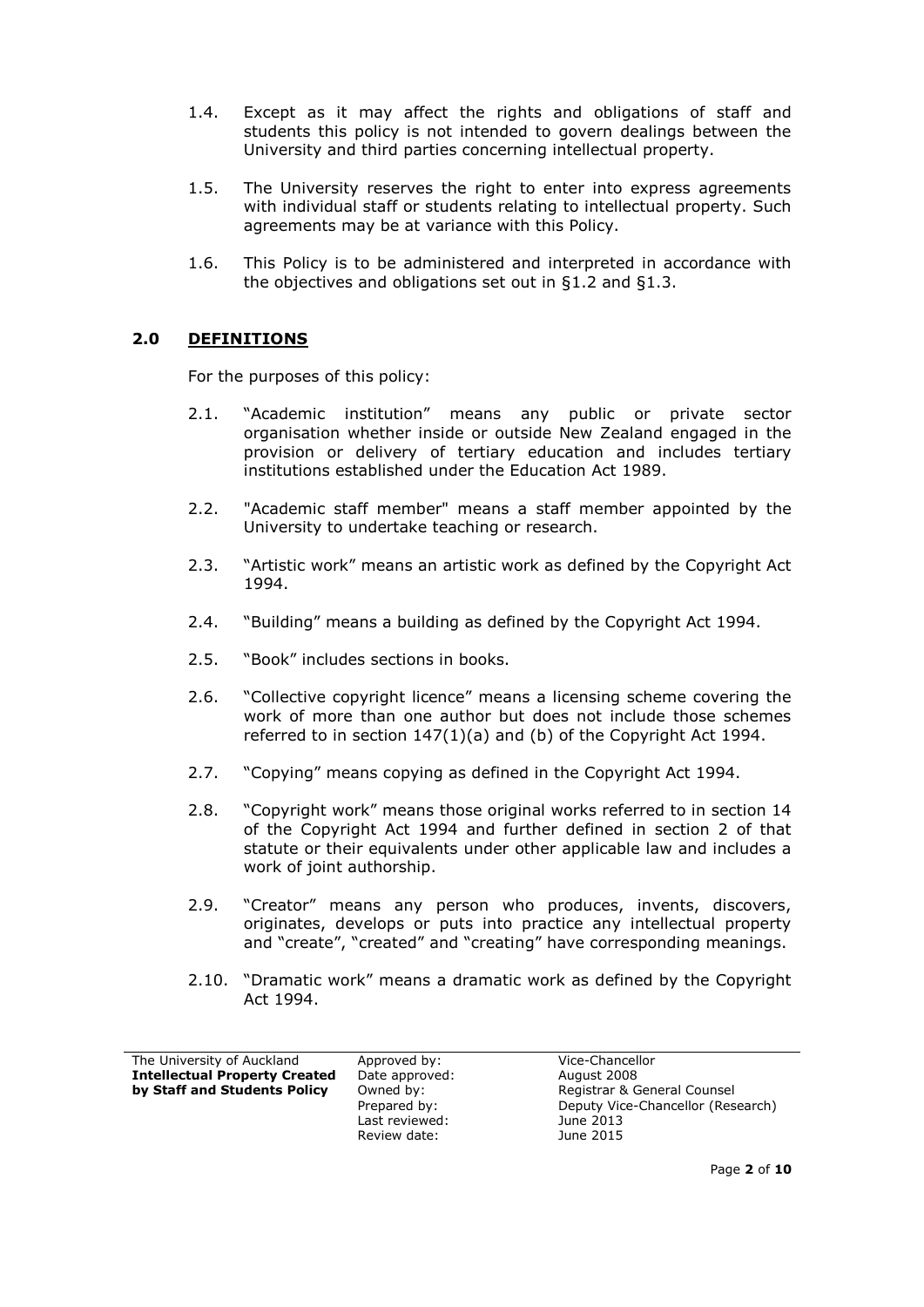1.4. Except as it may affect the rights and obligations of staff and students this policy is not intended to govern dealings between the University and third parties concerning intellectual property.

1.5. The University reserves the right to enter into express agreements with individual staff or students relating to intellectual property. Such agreements may be at variance with this Policy.

1.6. This Policy is to be administered and interpreted in accordance with the objectives and obligations set out in §1.2 and §1.3.

## 2.0 DEFINITIONS

For the purposes of this policy:

2.1. "Academic institution" means any public or private sector organisation whether inside or outside New Zealand engaged in the provision or delivery of tertiary education and includes tertiary institutions established under the Education Act 1989.

2.2. "Academic staff member" means a staff member appointed by the University to undertake teaching or research.

2.3. "Artistic work" means an artistic work as defined by the Copyright Act 1994.

2.4. "Building" means a building as defined by the Copyright Act 1994.

2.5. "Book" includes sections in books.

2.6. "Collective copyright licence" means a licensing scheme covering the work of more than one author but does not include those schemes referred to in section 147(1)(a) and (b) of the Copyright Act 1994.

2.7. "Copying" means copying as defined in the Copyright Act 1994.

2.8. "Copyright work" means those original works referred to in section 14 of the Copyright Act 1994 and further defined in section 2 of that statute or their equivalents under other applicable law and includes a work of joint authorship.

2.9. "Creator" means any person who produces, invents, discovers, originates, develops or puts into practice any intellectual property and "create", "created" and "creating" have corresponding meanings.

2.10. "Dramatic work" means a dramatic work as defined by the Copyright Act 1994.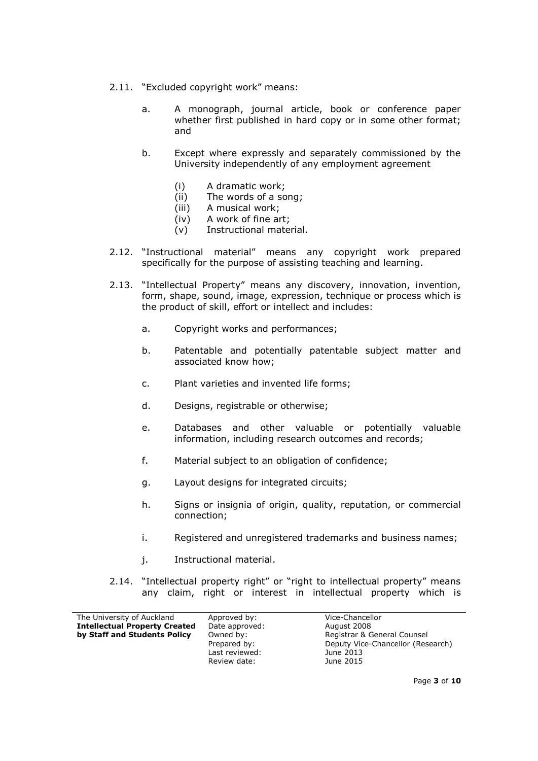2.11. "Excluded copyright work" means:

   a. A monograph, journal article, book or conference paper whether first published in hard copy or in some other format; and

   b. Except where expressly and separately commissioned by the University independently of any employment agreement

      (i) A dramatic work;
      (ii) The words of a song;
      (iii) A musical work;
      (iv) A work of fine art;
      (v) Instructional material.

2.12. "Instructional material" means any copyright work prepared specifically for the purpose of assisting teaching and learning.

2.13. "Intellectual Property" means any discovery, innovation, invention, form, shape, sound, image, expression, technique or process which is the product of skill, effort or intellect and includes:

   a. Copyright works and performances;

   b. Patentable and potentially patentable subject matter and associated know how;

   c. Plant varieties and invented life forms;

   d. Designs, registrable or otherwise;

   e. Databases and other valuable or potentially valuable information, including research outcomes and records;

   f. Material subject to an obligation of confidence;

   g. Layout designs for integrated circuits;

   h. Signs or insignia of origin, quality, reputation, or commercial connection;

   i. Registered and unregistered trademarks and business names;

   j. Instructional material.

2.14. "Intellectual property right" or "right to intellectual property" means any claim, right or interest in intellectual property which is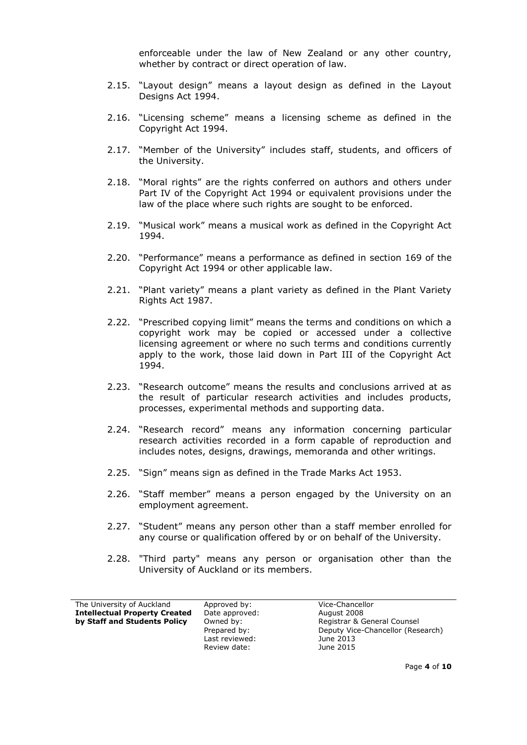enforceable under the law of New Zealand or any other country, whether by contract or direct operation of law.

2.15. "Layout design" means a layout design as defined in the Layout Designs Act 1994.

2.16. "Licensing scheme" means a licensing scheme as defined in the Copyright Act 1994.

2.17. "Member of the University" includes staff, students, and officers of the University.

2.18. "Moral rights" are the rights conferred on authors and others under Part IV of the Copyright Act 1994 or equivalent provisions under the law of the place where such rights are sought to be enforced.

2.19. "Musical work" means a musical work as defined in the Copyright Act 1994.

2.20. "Performance" means a performance as defined in section 169 of the Copyright Act 1994 or other applicable law.

2.21. "Plant variety" means a plant variety as defined in the Plant Variety Rights Act 1987.

2.22. "Prescribed copying limit" means the terms and conditions on which a copyright work may be copied or accessed under a collective licensing agreement or where no such terms and conditions currently apply to the work, those laid down in Part III of the Copyright Act 1994.

2.23. "Research outcome" means the results and conclusions arrived at as the result of particular research activities and includes products, processes, experimental methods and supporting data.

2.24. "Research record" means any information concerning particular research activities recorded in a form capable of reproduction and includes notes, designs, drawings, memoranda and other writings.

2.25. "Sign" means sign as defined in the Trade Marks Act 1953.

2.26. "Staff member" means a person engaged by the University on an employment agreement.

2.27. "Student" means any person other than a staff member enrolled for any course or qualification offered by or on behalf of the University.

2.28. "Third party" means any person or organisation other than the University of Auckland or its members.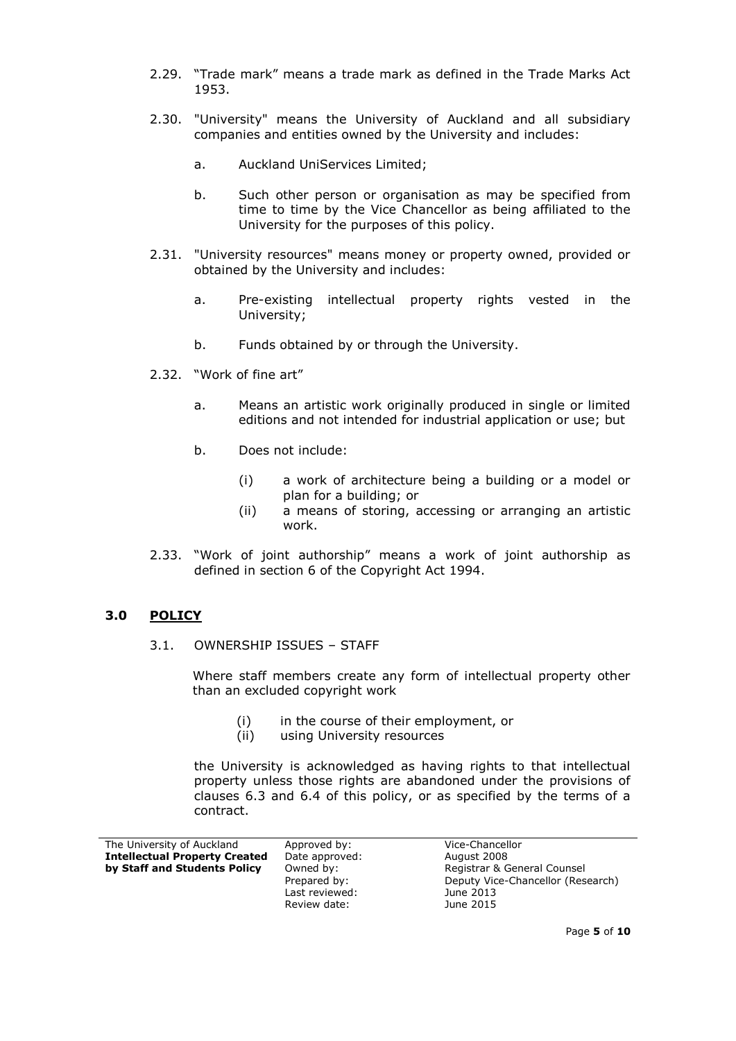2.29. "Trade mark" means a trade mark as defined in the Trade Marks Act 1953.

2.30. "University" means the University of Auckland and all subsidiary companies and entities owned by the University and includes:

  a. Auckland UniServices Limited;

  b. Such other person or organisation as may be specified from time to time by the Vice Chancellor as being affiliated to the University for the purposes of this policy.

2.31. "University resources" means money or property owned, provided or obtained by the University and includes:

  a. Pre-existing intellectual property rights vested in the University;

  b. Funds obtained by or through the University.

2.32. "Work of fine art"

  a. Means an artistic work originally produced in single or limited editions and not intended for industrial application or use; but

  b. Does not include:

    (i) a work of architecture being a building or a model or plan for a building; or
    (ii) a means of storing, accessing or arranging an artistic work.

2.33. "Work of joint authorship" means a work of joint authorship as defined in section 6 of the Copyright Act 1994.

## 3.0 POLICY

### 3.1. OWNERSHIP ISSUES – STAFF

Where staff members create any form of intellectual property other than an excluded copyright work

  (i) in the course of their employment, or
  (ii) using University resources

the University is acknowledged as having rights to that intellectual property unless those rights are abandoned under the provisions of clauses 6.3 and 6.4 of this policy, or as specified by the terms of a contract.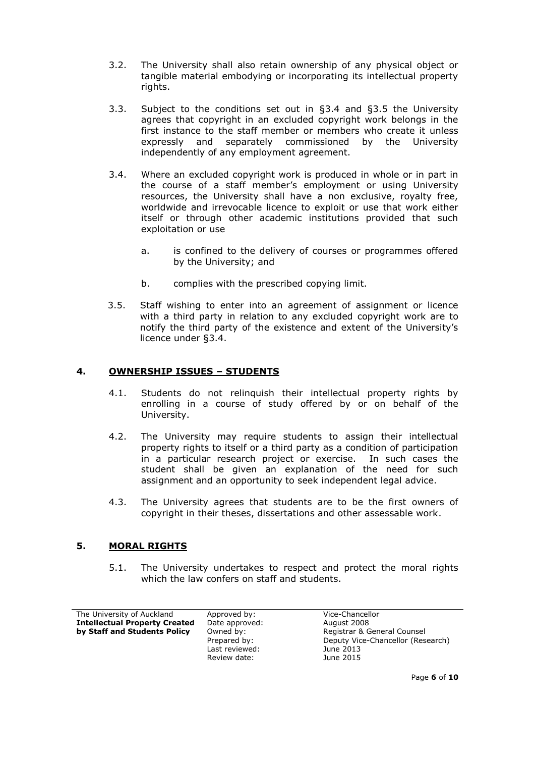3.2. The University shall also retain ownership of any physical object or tangible material embodying or incorporating its intellectual property rights.

3.3. Subject to the conditions set out in §3.4 and §3.5 the University agrees that copyright in an excluded copyright work belongs in the first instance to the staff member or members who create it unless expressly and separately commissioned by the University independently of any employment agreement.

3.4. Where an excluded copyright work is produced in whole or in part in the course of a staff member's employment or using University resources, the University shall have a non exclusive, royalty free, worldwide and irrevocable licence to exploit or use that work either itself or through other academic institutions provided that such exploitation or use

a. is confined to the delivery of courses or programmes offered by the University; and

b. complies with the prescribed copying limit.

3.5. Staff wishing to enter into an agreement of assignment or licence with a third party in relation to any excluded copyright work are to notify the third party of the existence and extent of the University's licence under §3.4.

## 4. OWNERSHIP ISSUES – STUDENTS

4.1. Students do not relinquish their intellectual property rights by enrolling in a course of study offered by or on behalf of the University.

4.2. The University may require students to assign their intellectual property rights to itself or a third party as a condition of participation in a particular research project or exercise. In such cases the student shall be given an explanation of the need for such assignment and an opportunity to seek independent legal advice.

4.3. The University agrees that students are to be the first owners of copyright in their theses, dissertations and other assessable work.

## 5. MORAL RIGHTS

5.1. The University undertakes to respect and protect the moral rights which the law confers on staff and students.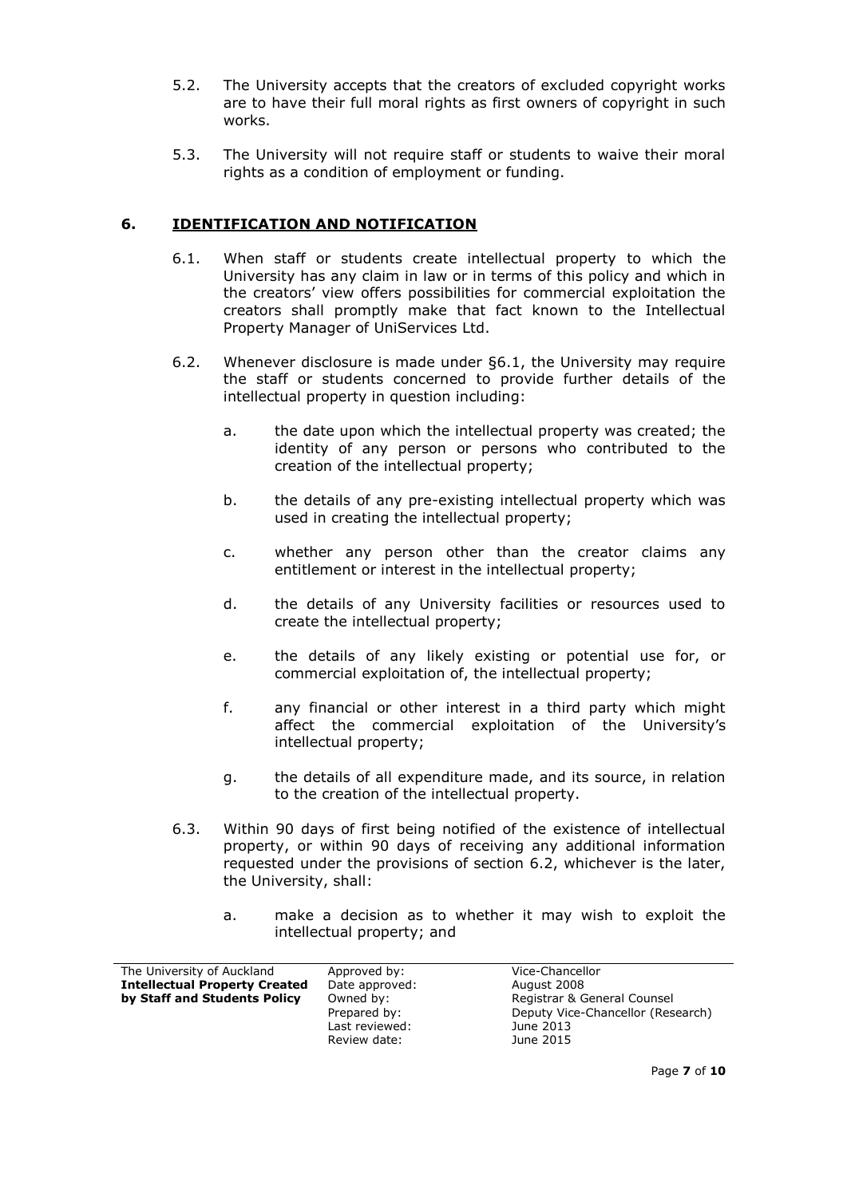5.2. The University accepts that the creators of excluded copyright works are to have their full moral rights as first owners of copyright in such works.

5.3. The University will not require staff or students to waive their moral rights as a condition of employment or funding.

## 6. IDENTIFICATION AND NOTIFICATION

6.1. When staff or students create intellectual property to which the University has any claim in law or in terms of this policy and which in the creators' view offers possibilities for commercial exploitation the creators shall promptly make that fact known to the Intellectual Property Manager of UniServices Ltd.

6.2. Whenever disclosure is made under §6.1, the University may require the staff or students concerned to provide further details of the intellectual property in question including:

a. the date upon which the intellectual property was created; the identity of any person or persons who contributed to the creation of the intellectual property;

b. the details of any pre-existing intellectual property which was used in creating the intellectual property;

c. whether any person other than the creator claims any entitlement or interest in the intellectual property;

d. the details of any University facilities or resources used to create the intellectual property;

e. the details of any likely existing or potential use for, or commercial exploitation of, the intellectual property;

f. any financial or other interest in a third party which might affect the commercial exploitation of the University's intellectual property;

g. the details of all expenditure made, and its source, in relation to the creation of the intellectual property.

6.3. Within 90 days of first being notified of the existence of intellectual property, or within 90 days of receiving any additional information requested under the provisions of section 6.2, whichever is the later, the University, shall:

a. make a decision as to whether it may wish to exploit the intellectual property; and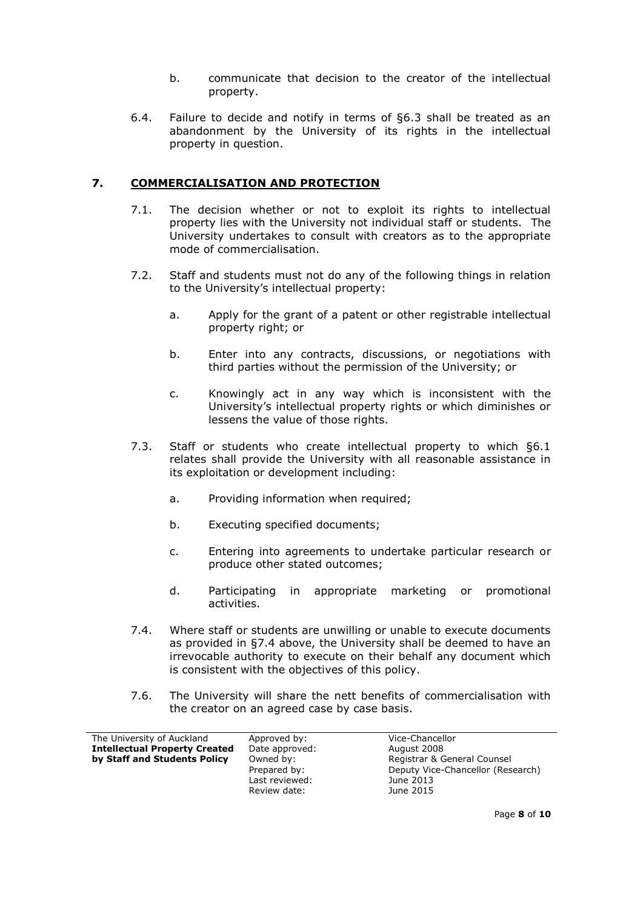b. communicate that decision to the creator of the intellectual property.

6.4. Failure to decide and notify in terms of §6.3 shall be treated as an abandonment by the University of its rights in the intellectual property in question.

## 7. COMMERCIALISATION AND PROTECTION

7.1. The decision whether or not to exploit its rights to intellectual property lies with the University not individual staff or students. The University undertakes to consult with creators as to the appropriate mode of commercialisation.

7.2. Staff and students must not do any of the following things in relation to the University's intellectual property:

a. Apply for the grant of a patent or other registrable intellectual property right; or

b. Enter into any contracts, discussions, or negotiations with third parties without the permission of the University; or

c. Knowingly act in any way which is inconsistent with the University's intellectual property rights or which diminishes or lessens the value of those rights.

7.3. Staff or students who create intellectual property to which §6.1 relates shall provide the University with all reasonable assistance in its exploitation or development including:

a. Providing information when required;

b. Executing specified documents;

c. Entering into agreements to undertake particular research or produce other stated outcomes;

d. Participating in appropriate marketing or promotional activities.

7.4. Where staff or students are unwilling or unable to execute documents as provided in §7.4 above, the University shall be deemed to have an irrevocable authority to execute on their behalf any document which is consistent with the objectives of this policy.

7.6. The University will share the nett benefits of commercialisation with the creator on an agreed case by case basis.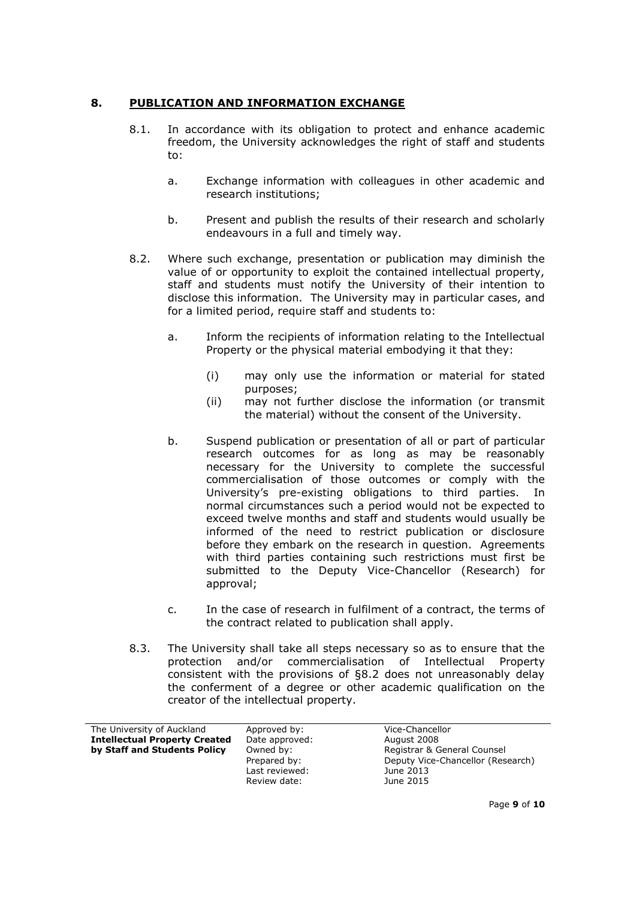## 8. PUBLICATION AND INFORMATION EXCHANGE

8.1. In accordance with its obligation to protect and enhance academic freedom, the University acknowledges the right of staff and students to:

   a. Exchange information with colleagues in other academic and research institutions;

   b. Present and publish the results of their research and scholarly endeavours in a full and timely way.

8.2. Where such exchange, presentation or publication may diminish the value of or opportunity to exploit the contained intellectual property, staff and students must notify the University of their intention to disclose this information. The University may in particular cases, and for a limited period, require staff and students to:

   a. Inform the recipients of information relating to the Intellectual Property or the physical material embodying it that they:

      (i) may only use the information or material for stated purposes;
      (ii) may not further disclose the information (or transmit the material) without the consent of the University.

   b. Suspend publication or presentation of all or part of particular research outcomes for as long as may be reasonably necessary for the University to complete the successful commercialisation of those outcomes or comply with the University's pre-existing obligations to third parties. In normal circumstances such a period would not be expected to exceed twelve months and staff and students would usually be informed of the need to restrict publication or disclosure before they embark on the research in question. Agreements with third parties containing such restrictions must first be submitted to the Deputy Vice-Chancellor (Research) for approval;

   c. In the case of research in fulfilment of a contract, the terms of the contract related to publication shall apply.

8.3. The University shall take all steps necessary so as to ensure that the protection and/or commercialisation of Intellectual Property consistent with the provisions of §8.2 does not unreasonably delay the conferment of a degree or other academic qualification on the creator of the intellectual property.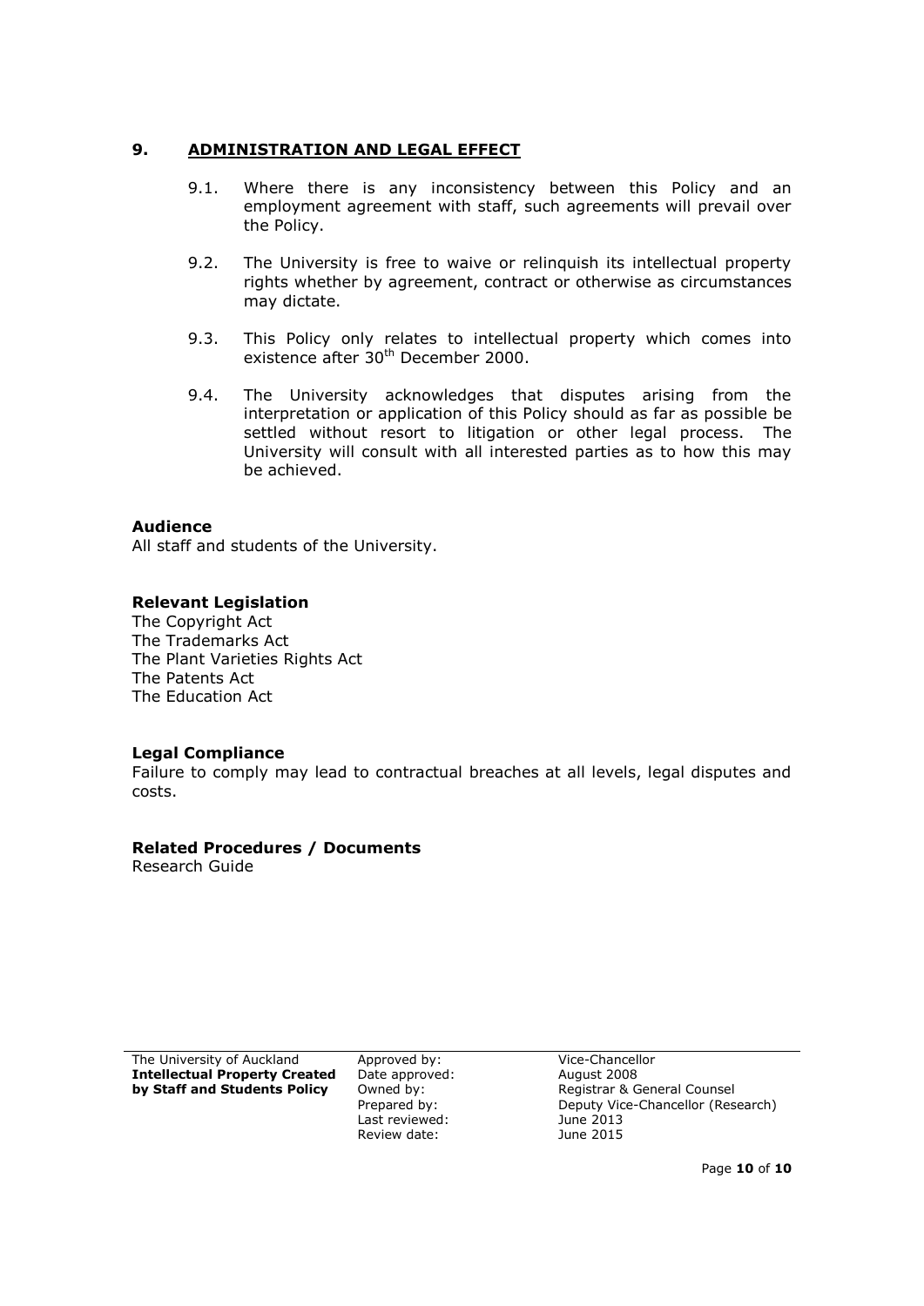## 9. ADMINISTRATION AND LEGAL EFFECT

9.1. Where there is any inconsistency between this Policy and an employment agreement with staff, such agreements will prevail over the Policy.

9.2. The University is free to waive or relinquish its intellectual property rights whether by agreement, contract or otherwise as circumstances may dictate.

9.3. This Policy only relates to intellectual property which comes into existence after 30th December 2000.

9.4. The University acknowledges that disputes arising from the interpretation or application of this Policy should as far as possible be settled without resort to litigation or other legal process. The University will consult with all interested parties as to how this may be achieved.

**Audience**
All staff and students of the University.

**Relevant Legislation**
The Copyright Act
The Trademarks Act
The Plant Varieties Rights Act
The Patents Act
The Education Act

**Legal Compliance**
Failure to comply may lead to contractual breaches at all levels, legal disputes and costs.

**Related Procedures / Documents**
Research Guide